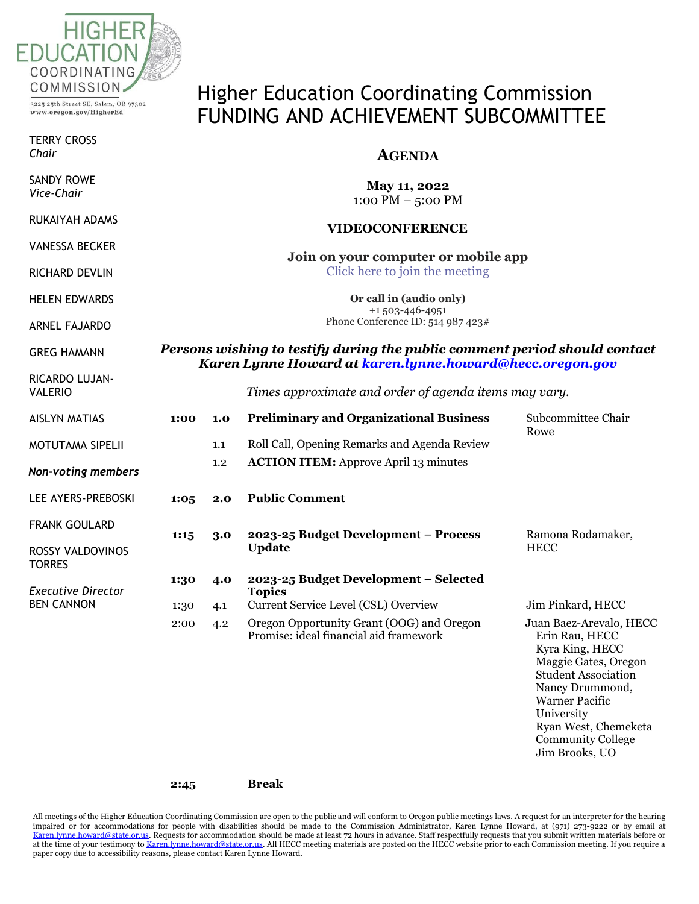HIGHER EDUCATION COORDINATING COMMISSION

3225 25th Street SE, Salem, OR 97302
www.oregon.gov/HigherEd

TERRY CROSS
*Chair*

SANDY ROWE
*Vice-Chair*

RUKAIYAH ADAMS

VANESSA BECKER

RICHARD DEVLIN

HELEN EDWARDS

ARNEL FAJARDO

GREG HAMANN

RICARDO LUJAN-VALERIO

AISLYN MATIAS

MOTUTAMA SIPELII

*Non-voting members*

LEE AYERS-PREBOSKI

FRANK GOULARD

ROSSY VALDOVINOS TORRES

*Executive Director*
BEN CANNON

# Higher Education Coordinating Commission
# FUNDING AND ACHIEVEMENT SUBCOMMITTEE

## AGENDA

**May 11, 2022**
1:00 PM – 5:00 PM

**VIDEOCONFERENCE**

**Join on your computer or mobile app**
Click here to join the meeting

**Or call in (audio only)**
+1 503-446-4951
Phone Conference ID: 514 987 423#

***Persons wishing to testify during the public comment period should contact Karen Lynne Howard at karen.lynne.howard@hecc.oregon.gov***

*Times approximate and order of agenda items may vary.*

| Time | Item | Topic | Presenter |
|---|---|---|---|
| **1:00** | **1.0** | **Preliminary and Organizational Business** | Subcommittee Chair Rowe |
| | 1.1 | Roll Call, Opening Remarks and Agenda Review | |
| | 1.2 | **ACTION ITEM:** Approve April 13 minutes | |
| **1:05** | **2.0** | **Public Comment** | |
| **1:15** | **3.0** | **2023-25 Budget Development – Process Update** | Ramona Rodamaker, HECC |
| **1:30** | **4.0** | **2023-25 Budget Development – Selected Topics** | |
| 1:30 | 4.1 | Current Service Level (CSL) Overview | Jim Pinkard, HECC |
| 2:00 | 4.2 | Oregon Opportunity Grant (OOG) and Oregon Promise: ideal financial aid framework | Juan Baez-Arevalo, HECC; Erin Rau, HECC; Kyra King, HECC; Maggie Gates, Oregon Student Association; Nancy Drummond, Warner Pacific University; Ryan West, Chemeketa Community College; Jim Brooks, UO |
| **2:45** | | **Break** | |

All meetings of the Higher Education Coordinating Commission are open to the public and will conform to Oregon public meetings laws. A request for an interpreter for the hearing impaired or for accommodations for people with disabilities should be made to the Commission Administrator, Karen Lynne Howard, at (971) 273-9222 or by email at Karen.lynne.howard@state.or.us. Requests for accommodation should be made at least 72 hours in advance. Staff respectfully requests that you submit written materials before or at the time of your testimony to Karen.lynne.howard@state.or.us. All HECC meeting materials are posted on the HECC website prior to each Commission meeting. If you require a paper copy due to accessibility reasons, please contact Karen Lynne Howard.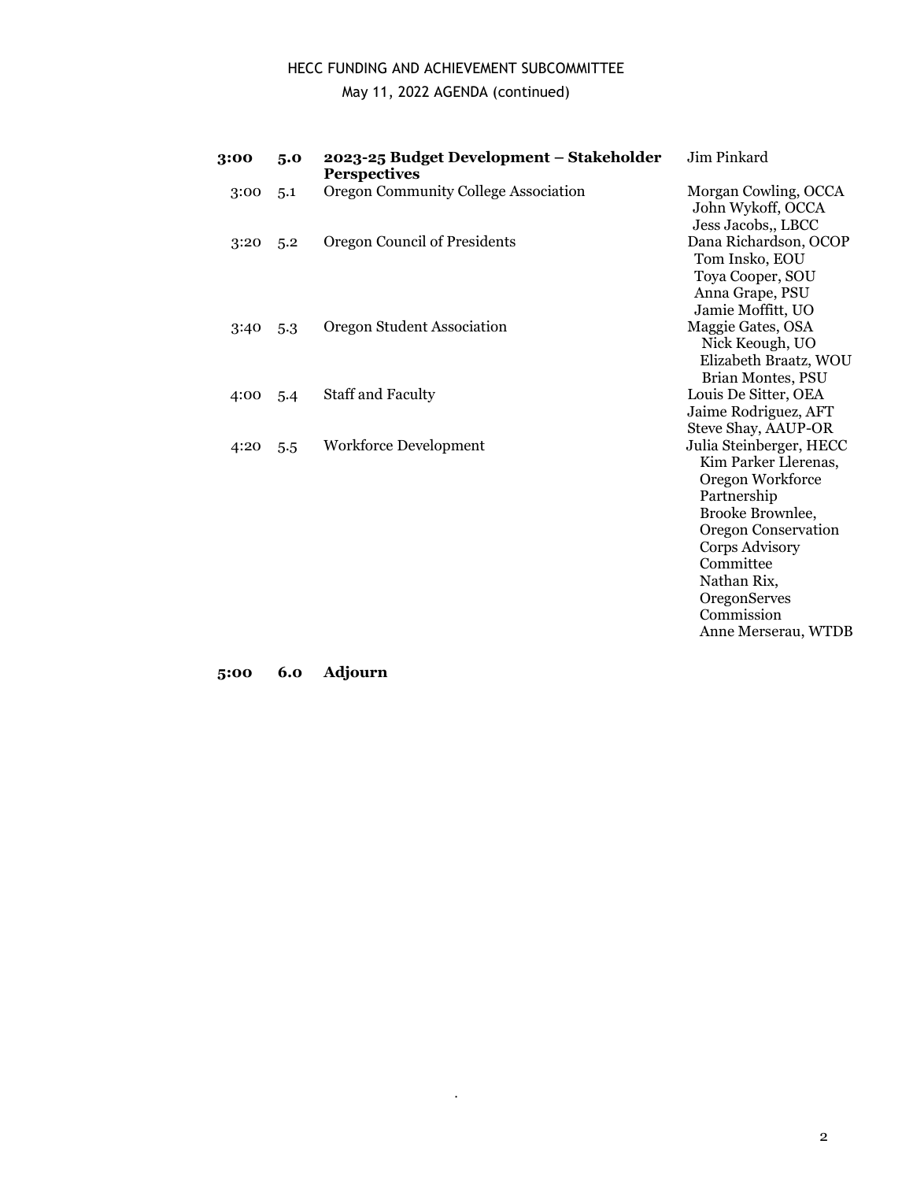HECC FUNDING AND ACHIEVEMENT SUBCOMMITTEE

May 11, 2022 AGENDA (continued)

| | | | |
|---|---|---|---|
| **3:00** | **5.0** | **2023-25 Budget Development – Stakeholder Perspectives** | Jim Pinkard |
| 3:00 | 5.1 | Oregon Community College Association | Morgan Cowling, OCCA<br>John Wykoff, OCCA<br>Jess Jacobs,, LBCC |
| 3:20 | 5.2 | Oregon Council of Presidents | Dana Richardson, OCOP<br>Tom Insko, EOU<br>Toya Cooper, SOU<br>Anna Grape, PSU<br>Jamie Moffitt, UO |
| 3:40 | 5.3 | Oregon Student Association | Maggie Gates, OSA<br>Nick Keough, UO<br>Elizabeth Braatz, WOU<br>Brian Montes, PSU |
| 4:00 | 5.4 | Staff and Faculty | Louis De Sitter, OEA<br>Jaime Rodriguez, AFT<br>Steve Shay, AAUP-OR |
| 4:20 | 5.5 | Workforce Development | Julia Steinberger, HECC<br>Kim Parker Llerenas, Oregon Workforce Partnership<br>Brooke Brownlee, Oregon Conservation Corps Advisory Committee<br>Nathan Rix, OregonServes Commission<br>Anne Merserau, WTDB |
| **5:00** | **6.0** | **Adjourn** | |